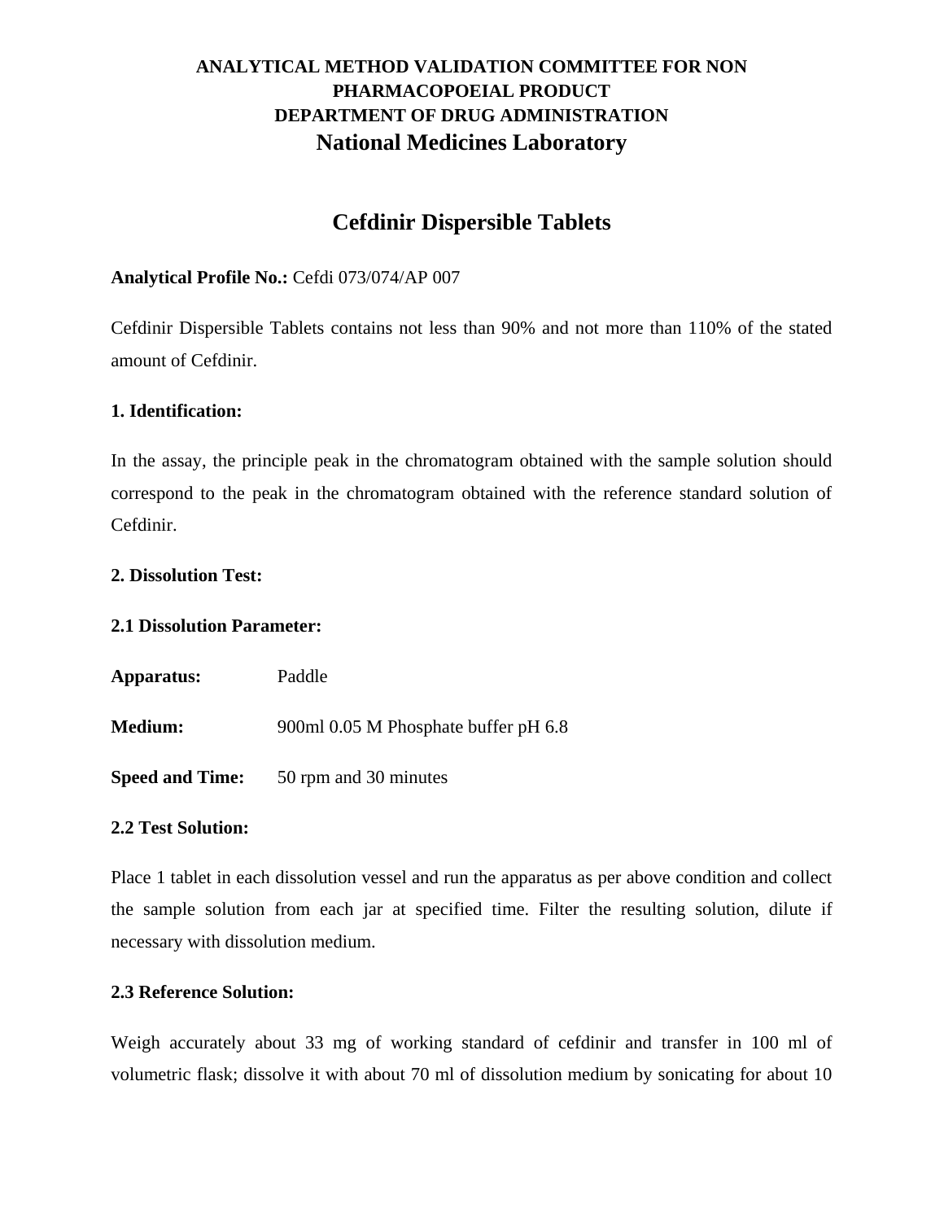**ANALYTICAL METHOD VALIDATION COMMITTEE FOR NON PHARMACOPOEIAL PRODUCT**
**DEPARTMENT OF DRUG ADMINISTRATION**
**National Medicines Laboratory**

# Cefdinir Dispersible Tablets

**Analytical Profile No.:** Cefdi 073/074/AP 007

Cefdinir Dispersible Tablets contains not less than 90% and not more than 110% of the stated amount of Cefdinir.

**1. Identification:**

In the assay, the principle peak in the chromatogram obtained with the sample solution should correspond to the peak in the chromatogram obtained with the reference standard solution of Cefdinir.

**2. Dissolution Test:**

**2.1 Dissolution Parameter:**

**Apparatus:** Paddle

**Medium:** 900ml 0.05 M Phosphate buffer pH 6.8

**Speed and Time:** 50 rpm and 30 minutes

**2.2 Test Solution:**

Place 1 tablet in each dissolution vessel and run the apparatus as per above condition and collect the sample solution from each jar at specified time. Filter the resulting solution, dilute if necessary with dissolution medium.

**2.3 Reference Solution:**

Weigh accurately about 33 mg of working standard of cefdinir and transfer in 100 ml of volumetric flask; dissolve it with about 70 ml of dissolution medium by sonicating for about 10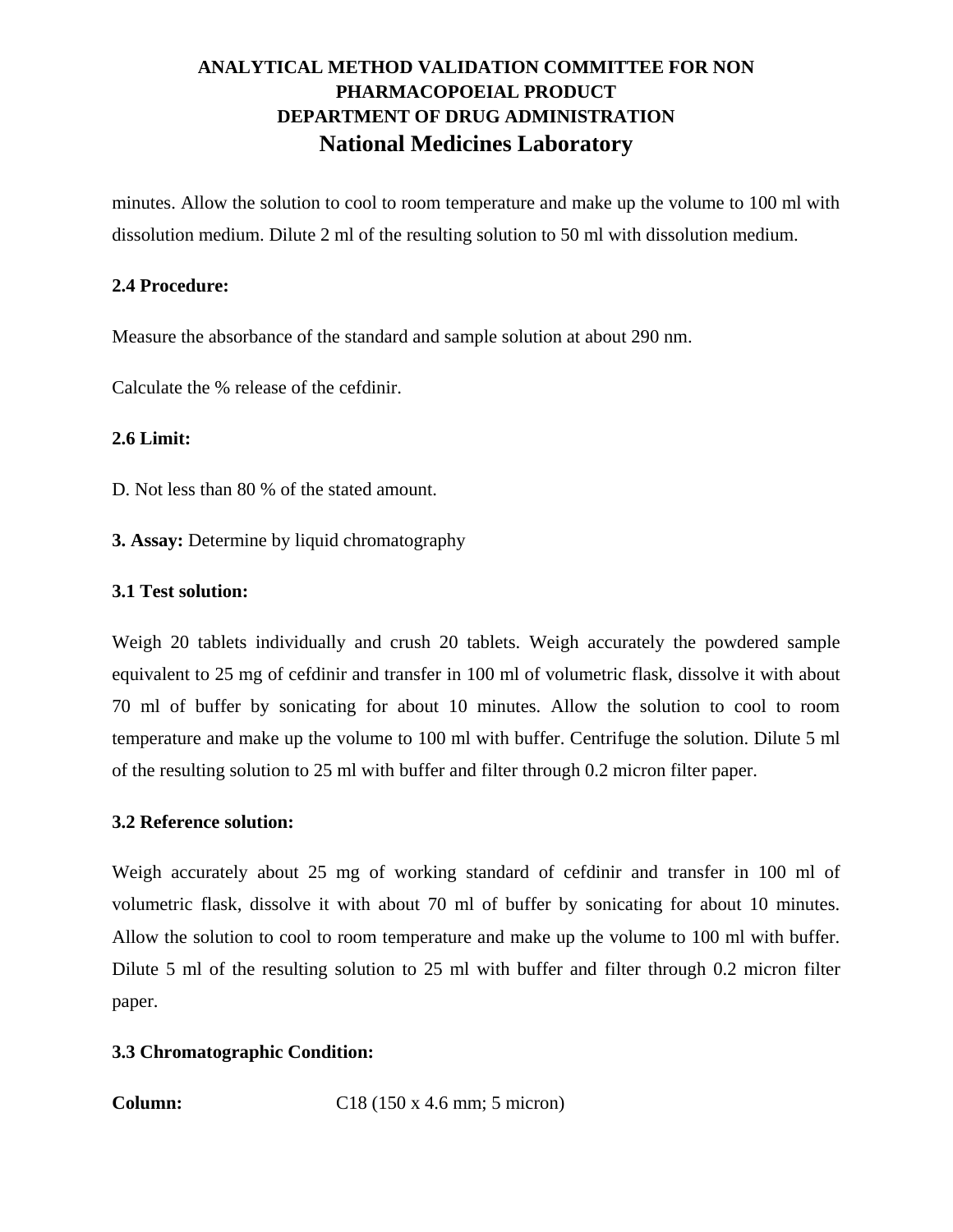minutes. Allow the solution to cool to room temperature and make up the volume to 100 ml with dissolution medium. Dilute 2 ml of the resulting solution to 50 ml with dissolution medium.

**2.4 Procedure:**

Measure the absorbance of the standard and sample solution at about 290 nm.

Calculate the % release of the cefdinir.

**2.6 Limit:**

D. Not less than 80 % of the stated amount.

**3. Assay:** Determine by liquid chromatography

**3.1 Test solution:**

Weigh 20 tablets individually and crush 20 tablets. Weigh accurately the powdered sample equivalent to 25 mg of cefdinir and transfer in 100 ml of volumetric flask, dissolve it with about 70 ml of buffer by sonicating for about 10 minutes. Allow the solution to cool to room temperature and make up the volume to 100 ml with buffer. Centrifuge the solution. Dilute 5 ml of the resulting solution to 25 ml with buffer and filter through 0.2 micron filter paper.

**3.2 Reference solution:**

Weigh accurately about 25 mg of working standard of cefdinir and transfer in 100 ml of volumetric flask, dissolve it with about 70 ml of buffer by sonicating for about 10 minutes. Allow the solution to cool to room temperature and make up the volume to 100 ml with buffer. Dilute 5 ml of the resulting solution to 25 ml with buffer and filter through 0.2 micron filter paper.

**3.3 Chromatographic Condition:**

**Column:** C18 (150 x 4.6 mm; 5 micron)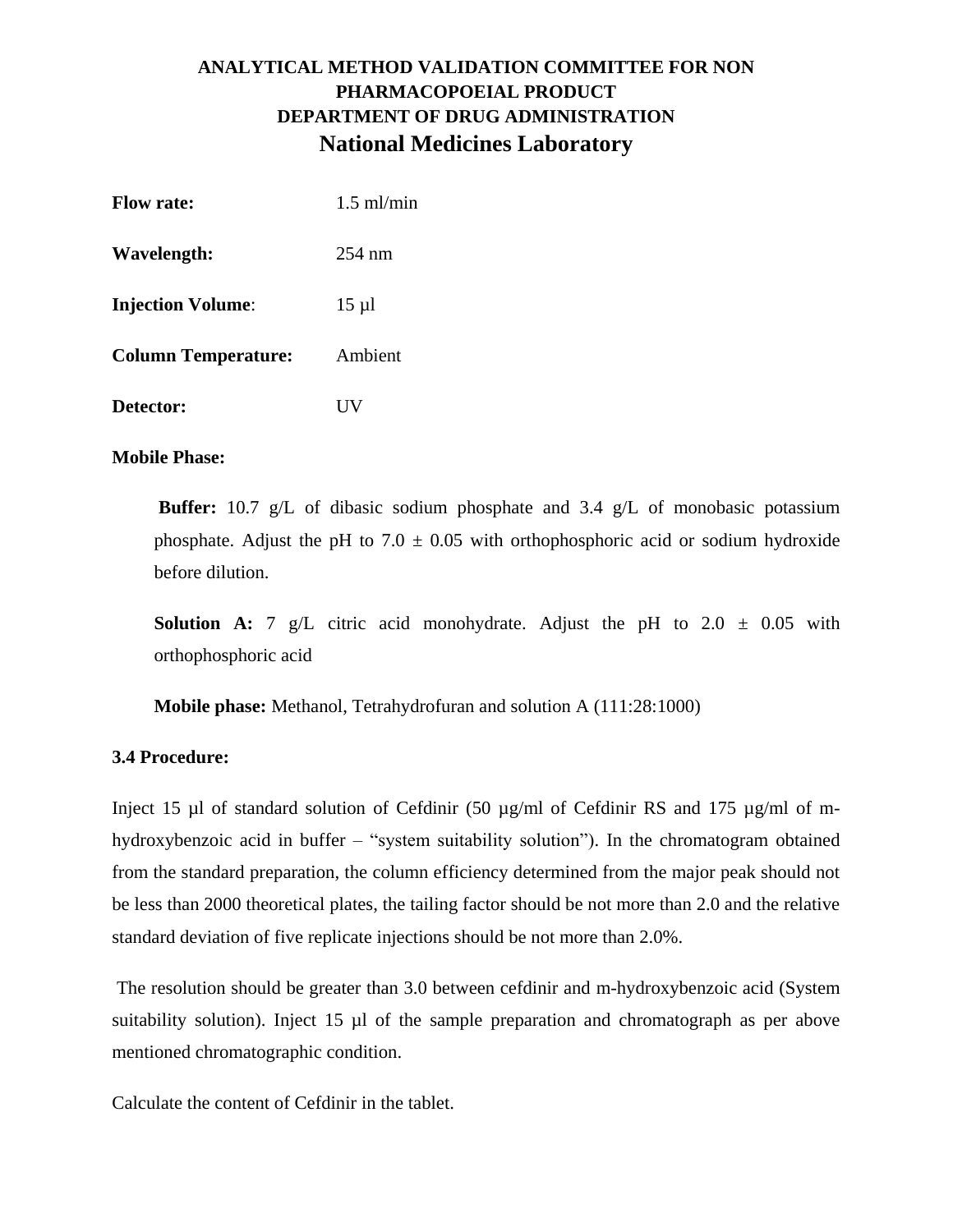**ANALYTICAL METHOD VALIDATION COMMITTEE FOR NON PHARMACOPOEIAL PRODUCT**
**DEPARTMENT OF DRUG ADMINISTRATION**
**National Medicines Laboratory**

| | |
|---|---|
| **Flow rate:** | 1.5 ml/min |
| **Wavelength:** | 254 nm |
| **Injection Volume**: | 15 µl |
| **Column Temperature:** | Ambient |
| **Detector:** | UV |

**Mobile Phase:**

**Buffer:** 10.7 g/L of dibasic sodium phosphate and 3.4 g/L of monobasic potassium phosphate. Adjust the pH to 7.0 ± 0.05 with orthophosphoric acid or sodium hydroxide before dilution.

**Solution A:** 7 g/L citric acid monohydrate. Adjust the pH to 2.0 ± 0.05 with orthophosphoric acid

**Mobile phase:** Methanol, Tetrahydrofuran and solution A (111:28:1000)

**3.4 Procedure:**

Inject 15 µl of standard solution of Cefdinir (50 µg/ml of Cefdinir RS and 175 µg/ml of m-hydroxybenzoic acid in buffer – "system suitability solution"). In the chromatogram obtained from the standard preparation, the column efficiency determined from the major peak should not be less than 2000 theoretical plates, the tailing factor should be not more than 2.0 and the relative standard deviation of five replicate injections should be not more than 2.0%.

The resolution should be greater than 3.0 between cefdinir and m-hydroxybenzoic acid (System suitability solution). Inject 15 µl of the sample preparation and chromatograph as per above mentioned chromatographic condition.

Calculate the content of Cefdinir in the tablet.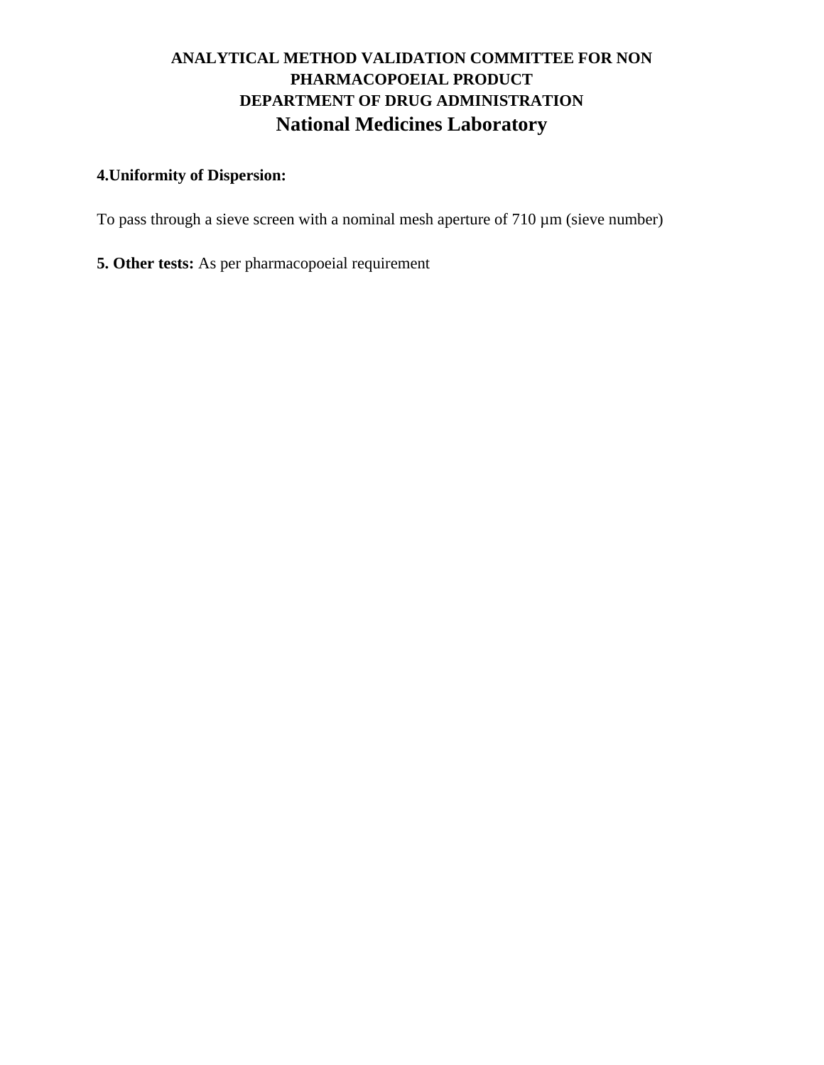**4.Uniformity of Dispersion:**

To pass through a sieve screen with a nominal mesh aperture of 710 µm (sieve number)

**5. Other tests:** As per pharmacopoeial requirement